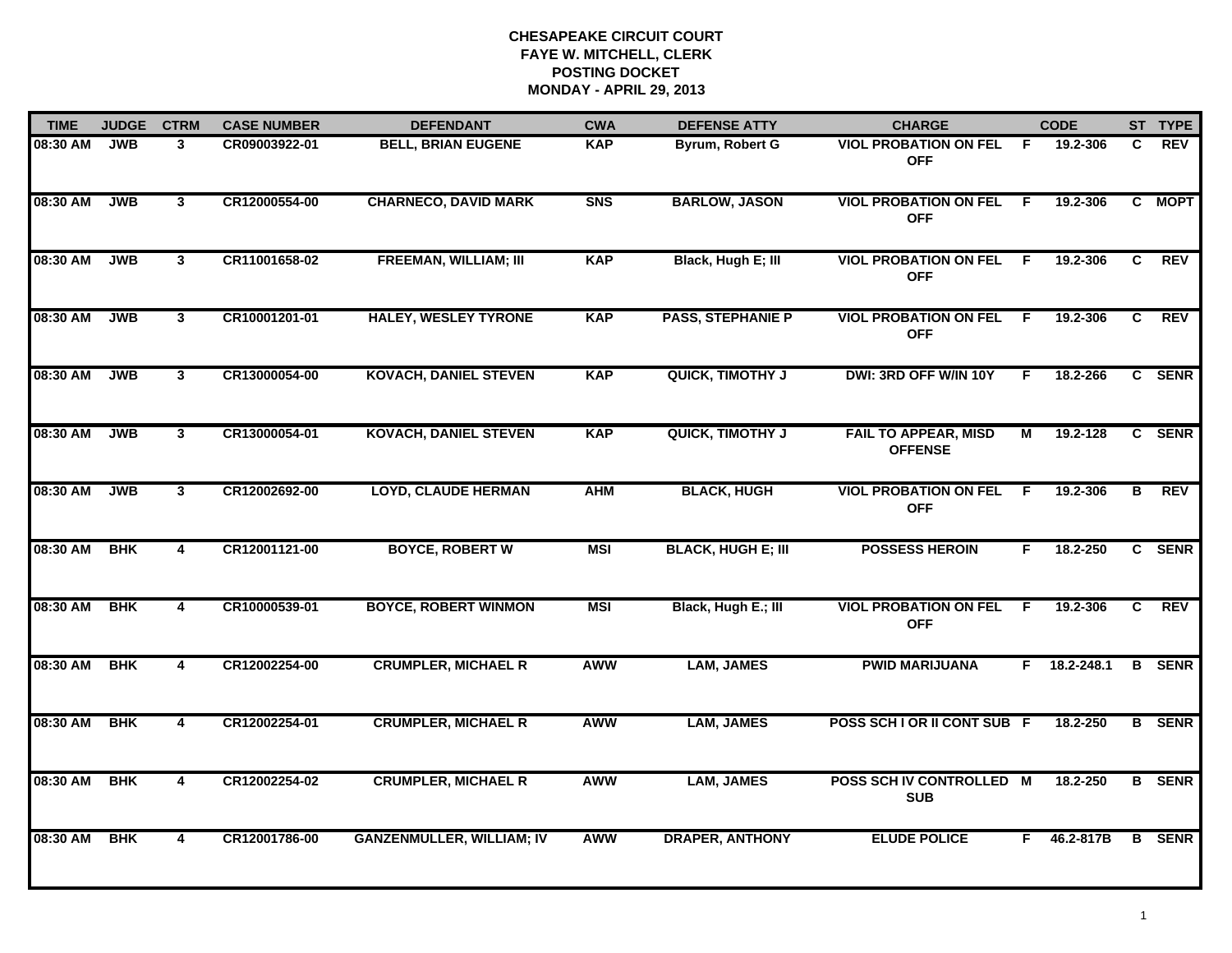# CHESAPEAKE CIRCUIT COURT
## FAYE W. MITCHELL, CLERK
## POSTING DOCKET
## MONDAY - APRIL 29, 2013

| TIME | JUDGE | CTRM | CASE NUMBER | DEFENDANT | CWA | DEFENSE ATTY | CHARGE | | CODE | ST | TYPE |
|---|---|---|---|---|---|---|---|---|---|---|---|
| 08:30 AM | JWB | 3 | CR09003922-01 | BELL, BRIAN EUGENE | KAP | Byrum, Robert G | VIOL PROBATION ON FEL OFF | F | 19.2-306 | C | REV |
| 08:30 AM | JWB | 3 | CR12000554-00 | CHARNECO, DAVID MARK | SNS | BARLOW, JASON | VIOL PROBATION ON FEL OFF | F | 19.2-306 | C | MOPT |
| 08:30 AM | JWB | 3 | CR11001658-02 | FREEMAN, WILLIAM; III | KAP | Black, Hugh E; III | VIOL PROBATION ON FEL OFF | F | 19.2-306 | C | REV |
| 08:30 AM | JWB | 3 | CR10001201-01 | HALEY, WESLEY TYRONE | KAP | PASS, STEPHANIE P | VIOL PROBATION ON FEL OFF | F | 19.2-306 | C | REV |
| 08:30 AM | JWB | 3 | CR13000054-00 | KOVACH, DANIEL STEVEN | KAP | QUICK, TIMOTHY J | DWI: 3RD OFF W/IN 10Y | F | 18.2-266 | C | SENR |
| 08:30 AM | JWB | 3 | CR13000054-01 | KOVACH, DANIEL STEVEN | KAP | QUICK, TIMOTHY J | FAIL TO APPEAR, MISD OFFENSE | M | 19.2-128 | C | SENR |
| 08:30 AM | JWB | 3 | CR12002692-00 | LOYD, CLAUDE HERMAN | AHM | BLACK, HUGH | VIOL PROBATION ON FEL OFF | F | 19.2-306 | B | REV |
| 08:30 AM | BHK | 4 | CR12001121-00 | BOYCE, ROBERT W | MSI | BLACK, HUGH E; III | POSSESS HEROIN | F | 18.2-250 | C | SENR |
| 08:30 AM | BHK | 4 | CR10000539-01 | BOYCE, ROBERT WINMON | MSI | Black, Hugh E.; III | VIOL PROBATION ON FEL OFF | F | 19.2-306 | C | REV |
| 08:30 AM | BHK | 4 | CR12002254-00 | CRUMPLER, MICHAEL R | AWW | LAM, JAMES | PWID MARIJUANA | F | 18.2-248.1 | B | SENR |
| 08:30 AM | BHK | 4 | CR12002254-01 | CRUMPLER, MICHAEL R | AWW | LAM, JAMES | POSS SCH I OR II CONT SUB | F | 18.2-250 | B | SENR |
| 08:30 AM | BHK | 4 | CR12002254-02 | CRUMPLER, MICHAEL R | AWW | LAM, JAMES | POSS SCH IV CONTROLLED SUB | M | 18.2-250 | B | SENR |
| 08:30 AM | BHK | 4 | CR12001786-00 | GANZENMULLER, WILLIAM; IV | AWW | DRAPER, ANTHONY | ELUDE POLICE | F | 46.2-817B | B | SENR |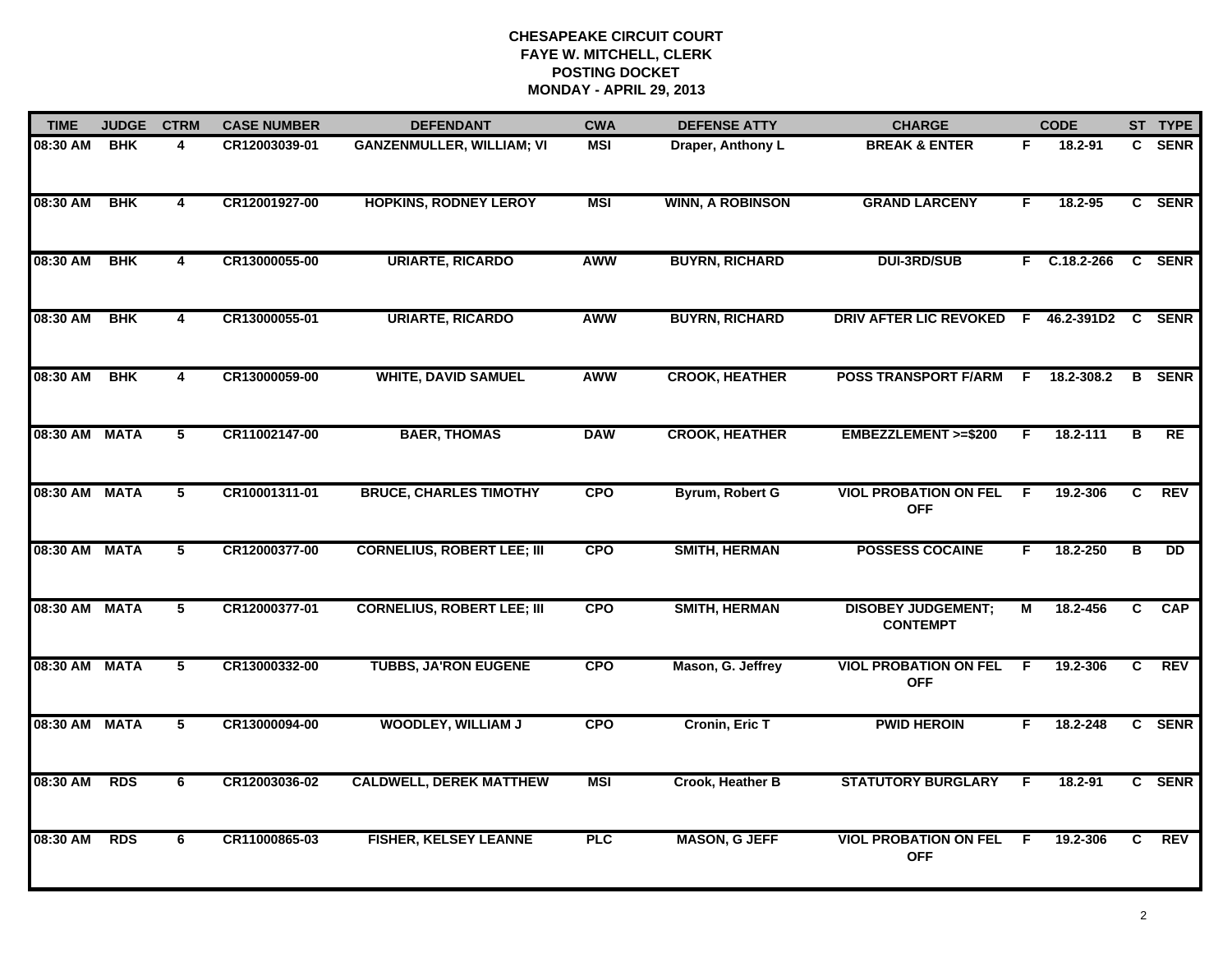**CHESAPEAKE CIRCUIT COURT**
**FAYE W. MITCHELL, CLERK**
**POSTING DOCKET**
**MONDAY - APRIL 29, 2013**

| TIME | JUDGE | CTRM | CASE NUMBER | DEFENDANT | CWA | DEFENSE ATTY | CHARGE | | CODE | ST | TYPE |
|---|---|---|---|---|---|---|---|---|---|---|---|
| 08:30 AM | BHK | 4 | CR12003039-01 | GANZENMULLER, WILLIAM; VI | MSI | Draper, Anthony L | BREAK & ENTER | F | 18.2-91 | C | SENR |
| 08:30 AM | BHK | 4 | CR12001927-00 | HOPKINS, RODNEY LEROY | MSI | WINN, A ROBINSON | GRAND LARCENY | F | 18.2-95 | C | SENR |
| 08:30 AM | BHK | 4 | CR13000055-00 | URIARTE, RICARDO | AWW | BUYRN, RICHARD | DUI-3RD/SUB | F | C.18.2-266 | C | SENR |
| 08:30 AM | BHK | 4 | CR13000055-01 | URIARTE, RICARDO | AWW | BUYRN, RICHARD | DRIV AFTER LIC REVOKED | F | 46.2-391D2 | C | SENR |
| 08:30 AM | BHK | 4 | CR13000059-00 | WHITE, DAVID SAMUEL | AWW | CROOK, HEATHER | POSS TRANSPORT F/ARM | F | 18.2-308.2 | B | SENR |
| 08:30 AM | MATA | 5 | CR11002147-00 | BAER, THOMAS | DAW | CROOK, HEATHER | EMBEZZLEMENT >=$200 | F | 18.2-111 | B | RE |
| 08:30 AM | MATA | 5 | CR10001311-01 | BRUCE, CHARLES TIMOTHY | CPO | Byrum, Robert G | VIOL PROBATION ON FEL OFF | F | 19.2-306 | C | REV |
| 08:30 AM | MATA | 5 | CR12000377-00 | CORNELIUS, ROBERT LEE; III | CPO | SMITH, HERMAN | POSSESS COCAINE | F | 18.2-250 | B | DD |
| 08:30 AM | MATA | 5 | CR12000377-01 | CORNELIUS, ROBERT LEE; III | CPO | SMITH, HERMAN | DISOBEY JUDGEMENT; CONTEMPT | M | 18.2-456 | C | CAP |
| 08:30 AM | MATA | 5 | CR13000332-00 | TUBBS, JA'RON EUGENE | CPO | Mason, G. Jeffrey | VIOL PROBATION ON FEL OFF | F | 19.2-306 | C | REV |
| 08:30 AM | MATA | 5 | CR13000094-00 | WOODLEY, WILLIAM J | CPO | Cronin, Eric T | PWID HEROIN | F | 18.2-248 | C | SENR |
| 08:30 AM | RDS | 6 | CR12003036-02 | CALDWELL, DEREK MATTHEW | MSI | Crook, Heather B | STATUTORY BURGLARY | F | 18.2-91 | C | SENR |
| 08:30 AM | RDS | 6 | CR11000865-03 | FISHER, KELSEY LEANNE | PLC | MASON, G JEFF | VIOL PROBATION ON FEL OFF | F | 19.2-306 | C | REV |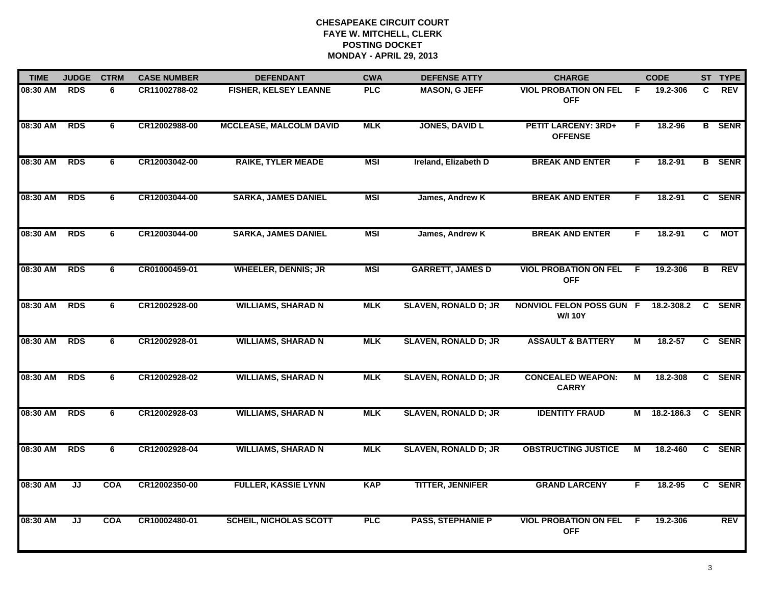**CHESAPEAKE CIRCUIT COURT**
**FAYE W. MITCHELL, CLERK**
**POSTING DOCKET**
**MONDAY - APRIL 29, 2013**

| TIME | JUDGE | CTRM | CASE NUMBER | DEFENDANT | CWA | DEFENSE ATTY | CHARGE | | CODE | ST | TYPE |
|---|---|---|---|---|---|---|---|---|---|---|---|
| 08:30 AM | RDS | 6 | CR11002788-02 | FISHER, KELSEY LEANNE | PLC | MASON, G JEFF | VIOL PROBATION ON FEL OFF | F | 19.2-306 | C | REV |
| 08:30 AM | RDS | 6 | CR12002988-00 | MCCLEASE, MALCOLM DAVID | MLK | JONES, DAVID L | PETIT LARCENY: 3RD+ OFFENSE | F | 18.2-96 | B | SENR |
| 08:30 AM | RDS | 6 | CR12003042-00 | RAIKE, TYLER MEADE | MSI | Ireland, Elizabeth D | BREAK AND ENTER | F | 18.2-91 | B | SENR |
| 08:30 AM | RDS | 6 | CR12003044-00 | SARKA, JAMES DANIEL | MSI | James, Andrew K | BREAK AND ENTER | F | 18.2-91 | C | SENR |
| 08:30 AM | RDS | 6 | CR12003044-00 | SARKA, JAMES DANIEL | MSI | James, Andrew K | BREAK AND ENTER | F | 18.2-91 | C | MOT |
| 08:30 AM | RDS | 6 | CR01000459-01 | WHEELER, DENNIS; JR | MSI | GARRETT, JAMES D | VIOL PROBATION ON FEL OFF | F | 19.2-306 | B | REV |
| 08:30 AM | RDS | 6 | CR12002928-00 | WILLIAMS, SHARAD N | MLK | SLAVEN, RONALD D; JR | NONVIOL FELON POSS GUN W/I 10Y | F | 18.2-308.2 | C | SENR |
| 08:30 AM | RDS | 6 | CR12002928-01 | WILLIAMS, SHARAD N | MLK | SLAVEN, RONALD D; JR | ASSAULT & BATTERY | M | 18.2-57 | C | SENR |
| 08:30 AM | RDS | 6 | CR12002928-02 | WILLIAMS, SHARAD N | MLK | SLAVEN, RONALD D; JR | CONCEALED WEAPON: CARRY | M | 18.2-308 | C | SENR |
| 08:30 AM | RDS | 6 | CR12002928-03 | WILLIAMS, SHARAD N | MLK | SLAVEN, RONALD D; JR | IDENTITY FRAUD | M | 18.2-186.3 | C | SENR |
| 08:30 AM | RDS | 6 | CR12002928-04 | WILLIAMS, SHARAD N | MLK | SLAVEN, RONALD D; JR | OBSTRUCTING JUSTICE | M | 18.2-460 | C | SENR |
| 08:30 AM | JJ | COA | CR12002350-00 | FULLER, KASSIE LYNN | KAP | TITTER, JENNIFER | GRAND LARCENY | F | 18.2-95 | C | SENR |
| 08:30 AM | JJ | COA | CR10002480-01 | SCHEIL, NICHOLAS SCOTT | PLC | PASS, STEPHANIE P | VIOL PROBATION ON FEL OFF | F | 19.2-306 | | REV |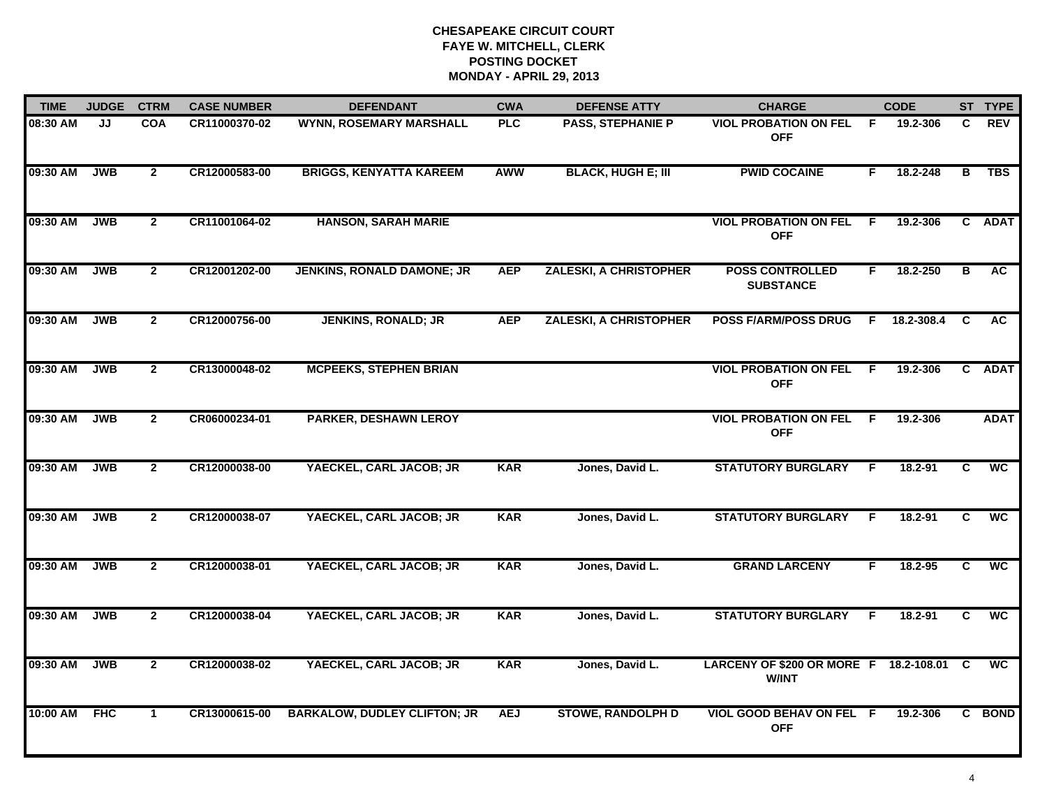# CHESAPEAKE CIRCUIT COURT
## FAYE W. MITCHELL, CLERK
## POSTING DOCKET
## MONDAY - APRIL 29, 2013

| TIME | JUDGE | CTRM | CASE NUMBER | DEFENDANT | CWA | DEFENSE ATTY | CHARGE | | CODE | ST | TYPE |
|---|---|---|---|---|---|---|---|---|---|---|---|
| 08:30 AM | JJ | COA | CR11000370-02 | WYNN, ROSEMARY MARSHALL | PLC | PASS, STEPHANIE P | VIOL PROBATION ON FEL OFF | F | 19.2-306 | C | REV |
| 09:30 AM | JWB | 2 | CR12000583-00 | BRIGGS, KENYATTA KAREEM | AWW | BLACK, HUGH E; III | PWID COCAINE | F | 18.2-248 | B | TBS |
| 09:30 AM | JWB | 2 | CR11001064-02 | HANSON, SARAH MARIE | | | VIOL PROBATION ON FEL OFF | F | 19.2-306 | C | ADAT |
| 09:30 AM | JWB | 2 | CR12001202-00 | JENKINS, RONALD DAMONE; JR | AEP | ZALESKI, A CHRISTOPHER | POSS CONTROLLED SUBSTANCE | F | 18.2-250 | B | AC |
| 09:30 AM | JWB | 2 | CR12000756-00 | JENKINS, RONALD; JR | AEP | ZALESKI, A CHRISTOPHER | POSS F/ARM/POSS DRUG | F | 18.2-308.4 | C | AC |
| 09:30 AM | JWB | 2 | CR13000048-02 | MCPEEKS, STEPHEN BRIAN | | | VIOL PROBATION ON FEL OFF | F | 19.2-306 | C | ADAT |
| 09:30 AM | JWB | 2 | CR06000234-01 | PARKER, DESHAWN LEROY | | | VIOL PROBATION ON FEL OFF | F | 19.2-306 | | ADAT |
| 09:30 AM | JWB | 2 | CR12000038-00 | YAECKEL, CARL JACOB; JR | KAR | Jones, David L. | STATUTORY BURGLARY | F | 18.2-91 | C | WC |
| 09:30 AM | JWB | 2 | CR12000038-07 | YAECKEL, CARL JACOB; JR | KAR | Jones, David L. | STATUTORY BURGLARY | F | 18.2-91 | C | WC |
| 09:30 AM | JWB | 2 | CR12000038-01 | YAECKEL, CARL JACOB; JR | KAR | Jones, David L. | GRAND LARCENY | F | 18.2-95 | C | WC |
| 09:30 AM | JWB | 2 | CR12000038-04 | YAECKEL, CARL JACOB; JR | KAR | Jones, David L. | STATUTORY BURGLARY | F | 18.2-91 | C | WC |
| 09:30 AM | JWB | 2 | CR12000038-02 | YAECKEL, CARL JACOB; JR | KAR | Jones, David L. | LARCENY OF $200 OR MORE W/INT | F | 18.2-108.01 | C | WC |
| 10:00 AM | FHC | 1 | CR13000615-00 | BARKALOW, DUDLEY CLIFTON; JR | AEJ | STOWE, RANDOLPH D | VIOL GOOD BEHAV ON FEL OFF | F | 19.2-306 | C | BOND |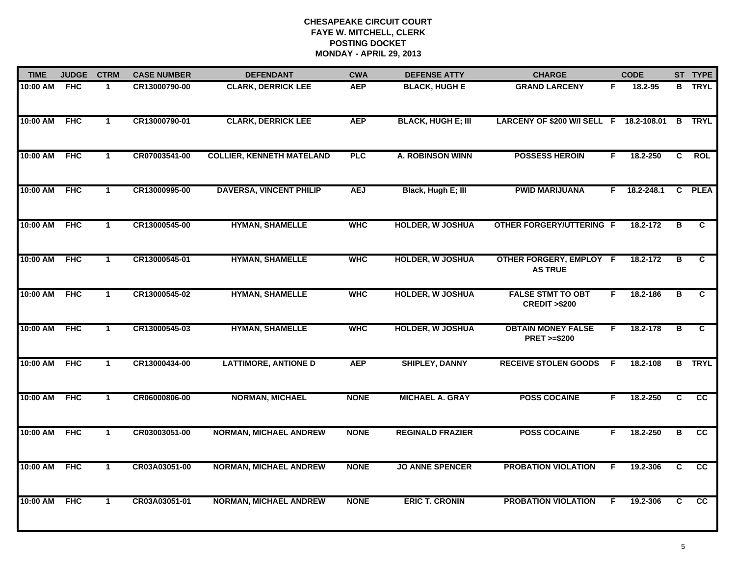# CHESAPEAKE CIRCUIT COURT
## FAYE W. MITCHELL, CLERK
## POSTING DOCKET
## MONDAY - APRIL 29, 2013

| TIME | JUDGE | CTRM | CASE NUMBER | DEFENDANT | CWA | DEFENSE ATTY | CHARGE | | CODE | ST | TYPE |
|---|---|---|---|---|---|---|---|---|---|---|---|
| 10:00 AM | FHC | 1 | CR13000790-00 | CLARK, DERRICK LEE | AEP | BLACK, HUGH E | GRAND LARCENY | F | 18.2-95 | B | TRYL |
| 10:00 AM | FHC | 1 | CR13000790-01 | CLARK, DERRICK LEE | AEP | BLACK, HUGH E; III | LARCENY OF $200 W/I SELL | F | 18.2-108.01 | B | TRYL |
| 10:00 AM | FHC | 1 | CR07003541-00 | COLLIER, KENNETH MATELAND | PLC | A. ROBINSON WINN | POSSESS HEROIN | F | 18.2-250 | C | ROL |
| 10:00 AM | FHC | 1 | CR13000995-00 | DAVERSA, VINCENT PHILIP | AEJ | Black, Hugh E; III | PWID MARIJUANA | F | 18.2-248.1 | C | PLEA |
| 10:00 AM | FHC | 1 | CR13000545-00 | HYMAN, SHAMELLE | WHC | HOLDER, W JOSHUA | OTHER FORGERY/UTTERING | F | 18.2-172 | B | C |
| 10:00 AM | FHC | 1 | CR13000545-01 | HYMAN, SHAMELLE | WHC | HOLDER, W JOSHUA | OTHER FORGERY, EMPLOY AS TRUE | F | 18.2-172 | B | C |
| 10:00 AM | FHC | 1 | CR13000545-02 | HYMAN, SHAMELLE | WHC | HOLDER, W JOSHUA | FALSE STMT TO OBT CREDIT >$200 | F | 18.2-186 | B | C |
| 10:00 AM | FHC | 1 | CR13000545-03 | HYMAN, SHAMELLE | WHC | HOLDER, W JOSHUA | OBTAIN MONEY FALSE PRET >=$200 | F | 18.2-178 | B | C |
| 10:00 AM | FHC | 1 | CR13000434-00 | LATTIMORE, ANTIONE D | AEP | SHIPLEY, DANNY | RECEIVE STOLEN GOODS | F | 18.2-108 | B | TRYL |
| 10:00 AM | FHC | 1 | CR06000806-00 | NORMAN, MICHAEL | NONE | MICHAEL A. GRAY | POSS COCAINE | F | 18.2-250 | C | CC |
| 10:00 AM | FHC | 1 | CR03003051-00 | NORMAN, MICHAEL ANDREW | NONE | REGINALD FRAZIER | POSS COCAINE | F | 18.2-250 | B | CC |
| 10:00 AM | FHC | 1 | CR03A03051-00 | NORMAN, MICHAEL ANDREW | NONE | JO ANNE SPENCER | PROBATION VIOLATION | F | 19.2-306 | C | CC |
| 10:00 AM | FHC | 1 | CR03A03051-01 | NORMAN, MICHAEL ANDREW | NONE | ERIC T. CRONIN | PROBATION VIOLATION | F | 19.2-306 | C | CC |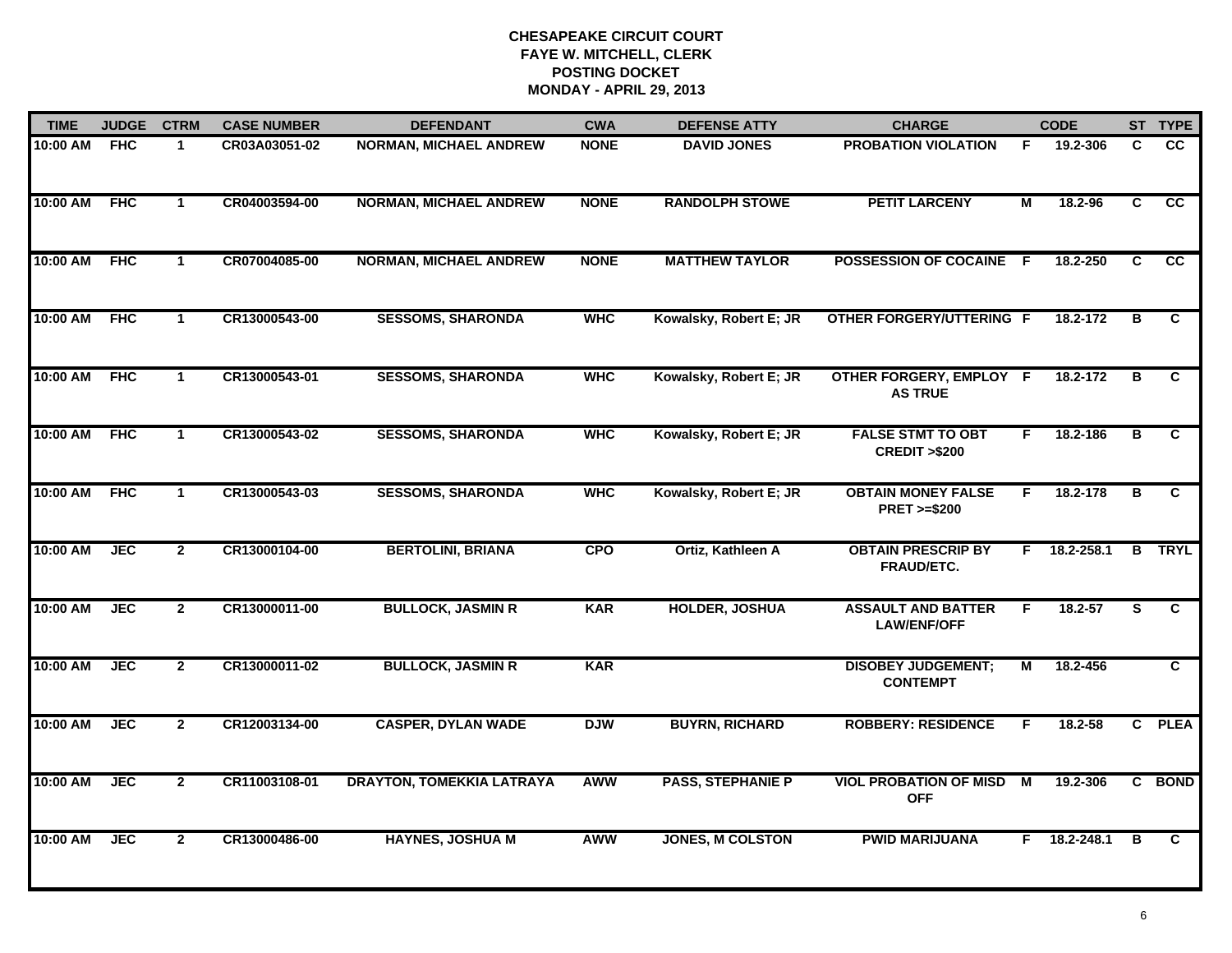**CHESAPEAKE CIRCUIT COURT**
**FAYE W. MITCHELL, CLERK**
**POSTING DOCKET**
**MONDAY - APRIL 29, 2013**

| TIME | JUDGE | CTRM | CASE NUMBER | DEFENDANT | CWA | DEFENSE ATTY | CHARGE | | CODE | ST | TYPE |
|---|---|---|---|---|---|---|---|---|---|---|---|
| 10:00 AM | FHC | 1 | CR03A03051-02 | NORMAN, MICHAEL ANDREW | NONE | DAVID JONES | PROBATION VIOLATION | F | 19.2-306 | C | CC |
| 10:00 AM | FHC | 1 | CR04003594-00 | NORMAN, MICHAEL ANDREW | NONE | RANDOLPH STOWE | PETIT LARCENY | M | 18.2-96 | C | CC |
| 10:00 AM | FHC | 1 | CR07004085-00 | NORMAN, MICHAEL ANDREW | NONE | MATTHEW TAYLOR | POSSESSION OF COCAINE | F | 18.2-250 | C | CC |
| 10:00 AM | FHC | 1 | CR13000543-00 | SESSOMS, SHARONDA | WHC | Kowalsky, Robert E; JR | OTHER FORGERY/UTTERING | F | 18.2-172 | B | C |
| 10:00 AM | FHC | 1 | CR13000543-01 | SESSOMS, SHARONDA | WHC | Kowalsky, Robert E; JR | OTHER FORGERY, EMPLOY AS TRUE | F | 18.2-172 | B | C |
| 10:00 AM | FHC | 1 | CR13000543-02 | SESSOMS, SHARONDA | WHC | Kowalsky, Robert E; JR | FALSE STMT TO OBT CREDIT >$200 | F | 18.2-186 | B | C |
| 10:00 AM | FHC | 1 | CR13000543-03 | SESSOMS, SHARONDA | WHC | Kowalsky, Robert E; JR | OBTAIN MONEY FALSE PRET >=$200 | F | 18.2-178 | B | C |
| 10:00 AM | JEC | 2 | CR13000104-00 | BERTOLINI, BRIANA | CPO | Ortiz, Kathleen A | OBTAIN PRESCRIP BY FRAUD/ETC. | F | 18.2-258.1 | B | TRYL |
| 10:00 AM | JEC | 2 | CR13000011-00 | BULLOCK, JASMIN R | KAR | HOLDER, JOSHUA | ASSAULT AND BATTER LAW/ENF/OFF | F | 18.2-57 | S | C |
| 10:00 AM | JEC | 2 | CR13000011-02 | BULLOCK, JASMIN R | KAR | | DISOBEY JUDGEMENT; CONTEMPT | M | 18.2-456 | | C |
| 10:00 AM | JEC | 2 | CR12003134-00 | CASPER, DYLAN WADE | DJW | BUYRN, RICHARD | ROBBERY: RESIDENCE | F | 18.2-58 | C | PLEA |
| 10:00 AM | JEC | 2 | CR11003108-01 | DRAYTON, TOMEKKIA LATRAYA | AWW | PASS, STEPHANIE P | VIOL PROBATION OF MISD OFF | M | 19.2-306 | C | BOND |
| 10:00 AM | JEC | 2 | CR13000486-00 | HAYNES, JOSHUA M | AWW | JONES, M COLSTON | PWID MARIJUANA | F | 18.2-248.1 | B | C |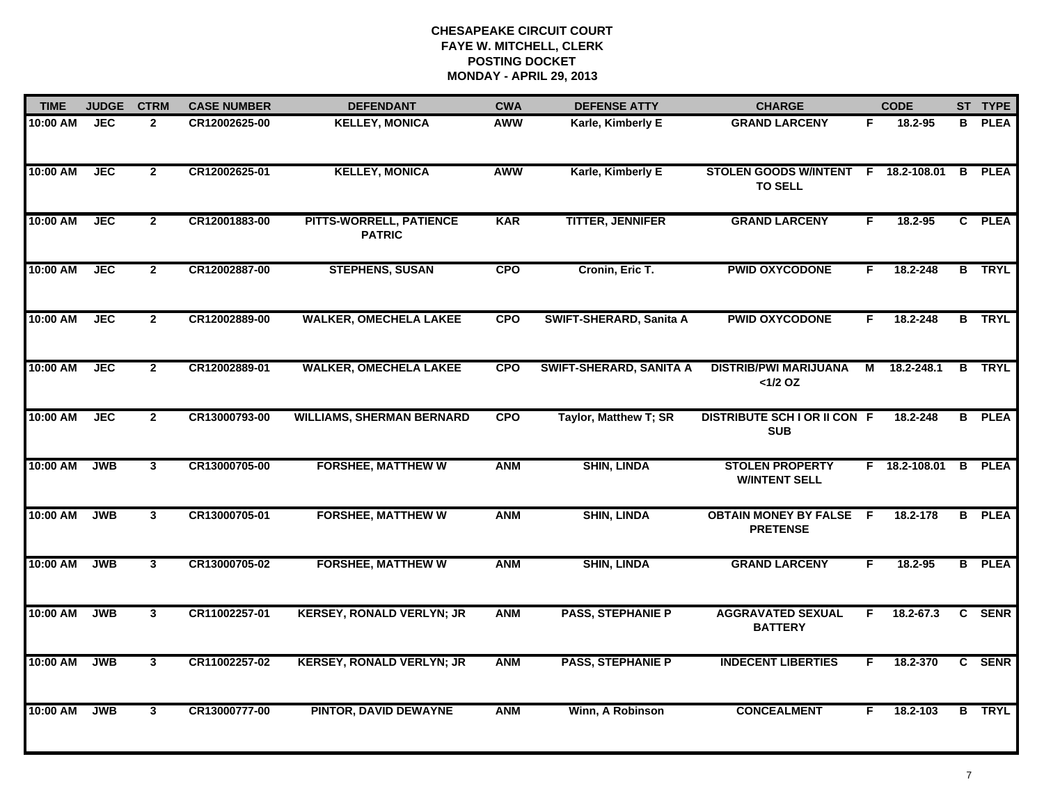# CHESAPEAKE CIRCUIT COURT
## FAYE W. MITCHELL, CLERK
## POSTING DOCKET
## MONDAY - APRIL 29, 2013

| TIME | JUDGE | CTRM | CASE NUMBER | DEFENDANT | CWA | DEFENSE ATTY | CHARGE | | CODE | ST | TYPE |
|---|---|---|---|---|---|---|---|---|---|---|---|
| 10:00 AM | JEC | 2 | CR12002625-00 | KELLEY, MONICA | AWW | Karle, Kimberly E | GRAND LARCENY | F | 18.2-95 | B | PLEA |
| 10:00 AM | JEC | 2 | CR12002625-01 | KELLEY, MONICA | AWW | Karle, Kimberly E | STOLEN GOODS W/INTENT TO SELL | F | 18.2-108.01 | B | PLEA |
| 10:00 AM | JEC | 2 | CR12001883-00 | PITTS-WORRELL, PATIENCE PATRIC | KAR | TITTER, JENNIFER | GRAND LARCENY | F | 18.2-95 | C | PLEA |
| 10:00 AM | JEC | 2 | CR12002887-00 | STEPHENS, SUSAN | CPO | Cronin, Eric T. | PWID OXYCODONE | F | 18.2-248 | B | TRYL |
| 10:00 AM | JEC | 2 | CR12002889-00 | WALKER, OMECHELA LAKEE | CPO | SWIFT-SHERARD, Sanita A | PWID OXYCODONE | F | 18.2-248 | B | TRYL |
| 10:00 AM | JEC | 2 | CR12002889-01 | WALKER, OMECHELA LAKEE | CPO | SWIFT-SHERARD, SANITA A | DISTRIB/PWI MARIJUANA <1/2 OZ | M | 18.2-248.1 | B | TRYL |
| 10:00 AM | JEC | 2 | CR13000793-00 | WILLIAMS, SHERMAN BERNARD | CPO | Taylor, Matthew T; SR | DISTRIBUTE SCH I OR II CON SUB | F | 18.2-248 | B | PLEA |
| 10:00 AM | JWB | 3 | CR13000705-00 | FORSHEE, MATTHEW W | ANM | SHIN, LINDA | STOLEN PROPERTY W/INTENT SELL | F | 18.2-108.01 | B | PLEA |
| 10:00 AM | JWB | 3 | CR13000705-01 | FORSHEE, MATTHEW W | ANM | SHIN, LINDA | OBTAIN MONEY BY FALSE PRETENSE | F | 18.2-178 | B | PLEA |
| 10:00 AM | JWB | 3 | CR13000705-02 | FORSHEE, MATTHEW W | ANM | SHIN, LINDA | GRAND LARCENY | F | 18.2-95 | B | PLEA |
| 10:00 AM | JWB | 3 | CR11002257-01 | KERSEY, RONALD VERLYN; JR | ANM | PASS, STEPHANIE P | AGGRAVATED SEXUAL BATTERY | F | 18.2-67.3 | C | SENR |
| 10:00 AM | JWB | 3 | CR11002257-02 | KERSEY, RONALD VERLYN; JR | ANM | PASS, STEPHANIE P | INDECENT LIBERTIES | F | 18.2-370 | C | SENR |
| 10:00 AM | JWB | 3 | CR13000777-00 | PINTOR, DAVID DEWAYNE | ANM | Winn, A Robinson | CONCEALMENT | F | 18.2-103 | B | TRYL |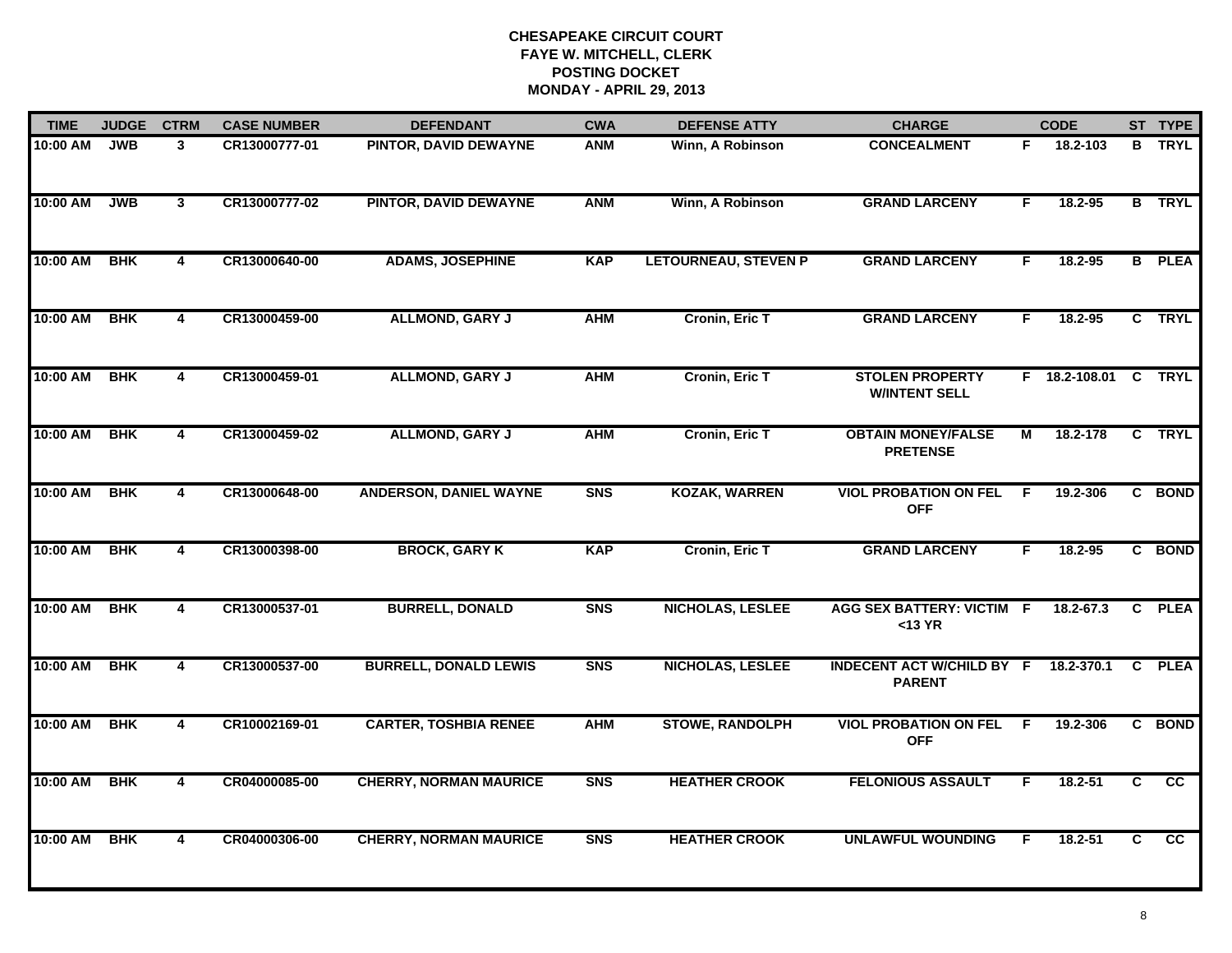# CHESAPEAKE CIRCUIT COURT
## FAYE W. MITCHELL, CLERK
## POSTING DOCKET
## MONDAY - APRIL 29, 2013

| TIME | JUDGE | CTRM | CASE NUMBER | DEFENDANT | CWA | DEFENSE ATTY | CHARGE | | CODE | ST | TYPE |
|---|---|---|---|---|---|---|---|---|---|---|---|
| 10:00 AM | JWB | 3 | CR13000777-01 | PINTOR, DAVID DEWAYNE | ANM | Winn, A Robinson | CONCEALMENT | F | 18.2-103 | B | TRYL |
| 10:00 AM | JWB | 3 | CR13000777-02 | PINTOR, DAVID DEWAYNE | ANM | Winn, A Robinson | GRAND LARCENY | F | 18.2-95 | B | TRYL |
| 10:00 AM | BHK | 4 | CR13000640-00 | ADAMS, JOSEPHINE | KAP | LETOURNEAU, STEVEN P | GRAND LARCENY | F | 18.2-95 | B | PLEA |
| 10:00 AM | BHK | 4 | CR13000459-00 | ALLMOND, GARY J | AHM | Cronin, Eric T | GRAND LARCENY | F | 18.2-95 | C | TRYL |
| 10:00 AM | BHK | 4 | CR13000459-01 | ALLMOND, GARY J | AHM | Cronin, Eric T | STOLEN PROPERTY W/INTENT SELL | F | 18.2-108.01 | C | TRYL |
| 10:00 AM | BHK | 4 | CR13000459-02 | ALLMOND, GARY J | AHM | Cronin, Eric T | OBTAIN MONEY/FALSE PRETENSE | M | 18.2-178 | C | TRYL |
| 10:00 AM | BHK | 4 | CR13000648-00 | ANDERSON, DANIEL WAYNE | SNS | KOZAK, WARREN | VIOL PROBATION ON FEL OFF | F | 19.2-306 | C | BOND |
| 10:00 AM | BHK | 4 | CR13000398-00 | BROCK, GARY K | KAP | Cronin, Eric T | GRAND LARCENY | F | 18.2-95 | C | BOND |
| 10:00 AM | BHK | 4 | CR13000537-01 | BURRELL, DONALD | SNS | NICHOLAS, LESLEE | AGG SEX BATTERY: VICTIM <13 YR | F | 18.2-67.3 | C | PLEA |
| 10:00 AM | BHK | 4 | CR13000537-00 | BURRELL, DONALD LEWIS | SNS | NICHOLAS, LESLEE | INDECENT ACT W/CHILD BY PARENT | F | 18.2-370.1 | C | PLEA |
| 10:00 AM | BHK | 4 | CR10002169-01 | CARTER, TOSHBIA RENEE | AHM | STOWE, RANDOLPH | VIOL PROBATION ON FEL OFF | F | 19.2-306 | C | BOND |
| 10:00 AM | BHK | 4 | CR04000085-00 | CHERRY, NORMAN MAURICE | SNS | HEATHER CROOK | FELONIOUS ASSAULT | F | 18.2-51 | C | CC |
| 10:00 AM | BHK | 4 | CR04000306-00 | CHERRY, NORMAN MAURICE | SNS | HEATHER CROOK | UNLAWFUL WOUNDING | F | 18.2-51 | C | CC |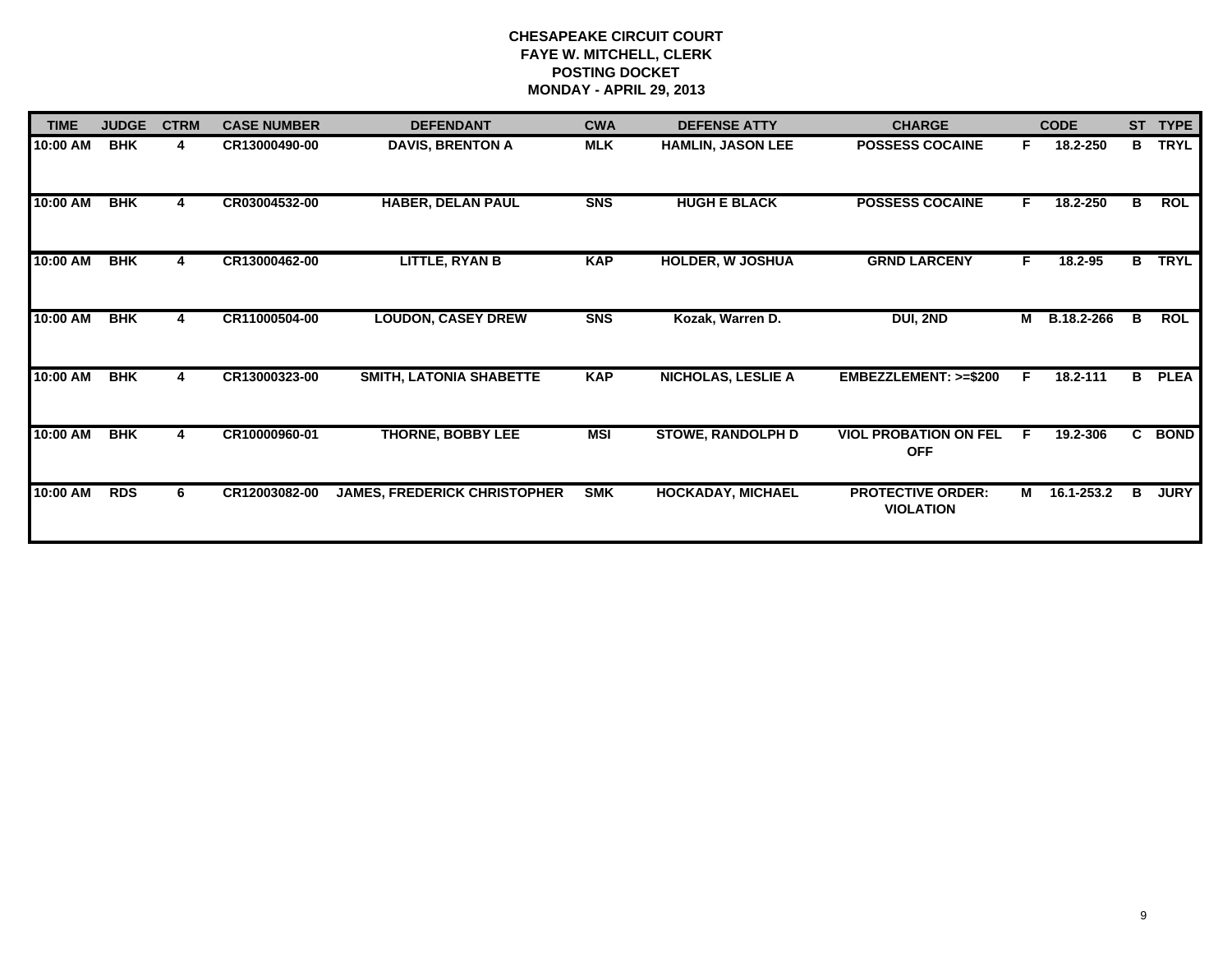**CHESAPEAKE CIRCUIT COURT**
**FAYE W. MITCHELL, CLERK**
**POSTING DOCKET**
**MONDAY - APRIL 29, 2013**

| TIME | JUDGE | CTRM | CASE NUMBER | DEFENDANT | CWA | DEFENSE ATTY | CHARGE | | CODE | ST | TYPE |
|---|---|---|---|---|---|---|---|---|---|---|---|
| 10:00 AM | BHK | 4 | CR13000490-00 | DAVIS, BRENTON A | MLK | HAMLIN, JASON LEE | POSSESS COCAINE | F | 18.2-250 | B | TRYL |
| 10:00 AM | BHK | 4 | CR03004532-00 | HABER, DELAN PAUL | SNS | HUGH E BLACK | POSSESS COCAINE | F | 18.2-250 | B | ROL |
| 10:00 AM | BHK | 4 | CR13000462-00 | LITTLE, RYAN B | KAP | HOLDER, W JOSHUA | GRND LARCENY | F | 18.2-95 | B | TRYL |
| 10:00 AM | BHK | 4 | CR11000504-00 | LOUDON, CASEY DREW | SNS | Kozak, Warren D. | DUI, 2ND | M | B.18.2-266 | B | ROL |
| 10:00 AM | BHK | 4 | CR13000323-00 | SMITH, LATONIA SHABETTE | KAP | NICHOLAS, LESLIE A | EMBEZZLEMENT: >=$200 | F | 18.2-111 | B | PLEA |
| 10:00 AM | BHK | 4 | CR10000960-01 | THORNE, BOBBY LEE | MSI | STOWE, RANDOLPH D | VIOL PROBATION ON FEL OFF | F | 19.2-306 | C | BOND |
| 10:00 AM | RDS | 6 | CR12003082-00 | JAMES, FREDERICK CHRISTOPHER | SMK | HOCKADAY, MICHAEL | PROTECTIVE ORDER: VIOLATION | M | 16.1-253.2 | B | JURY |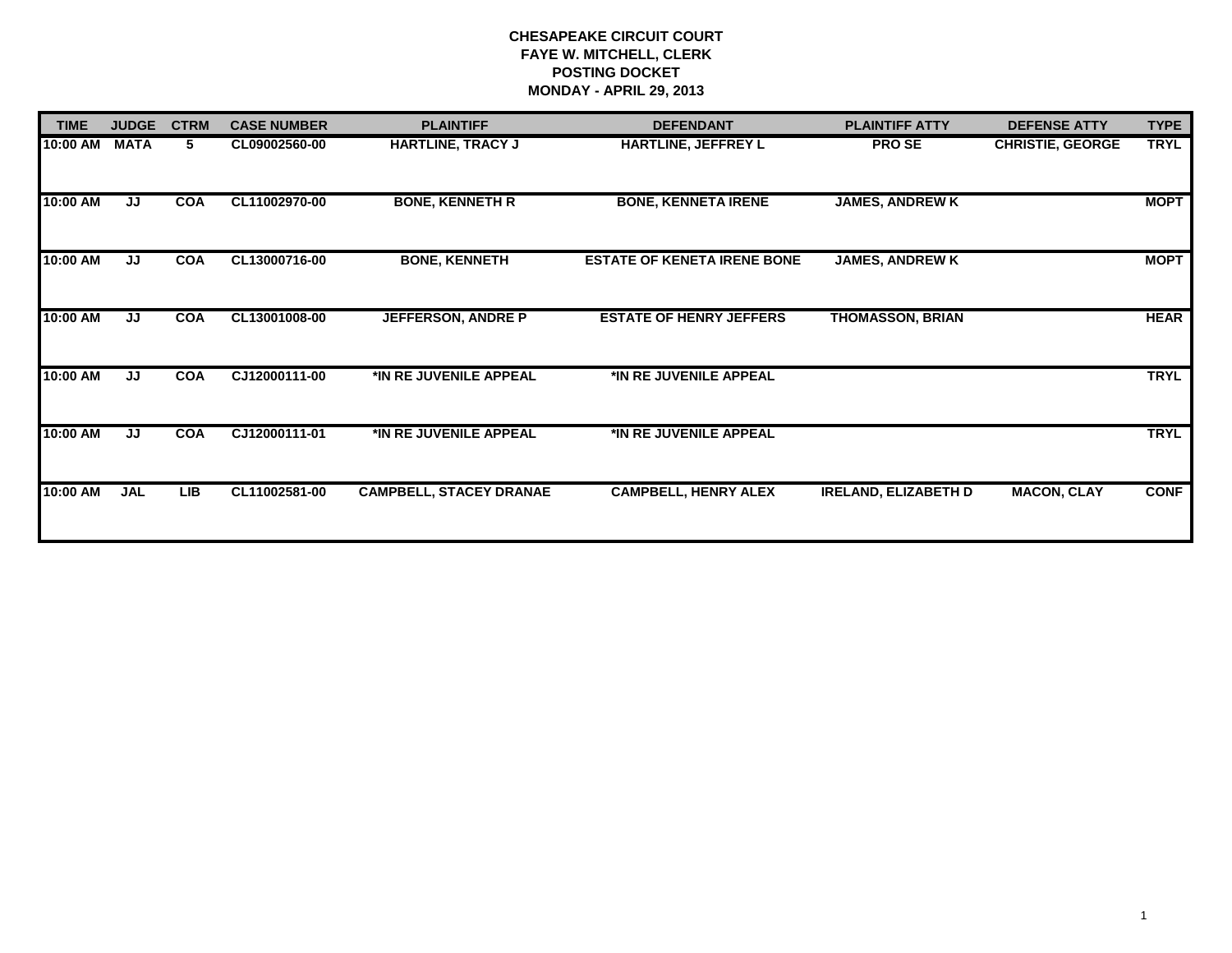**CHESAPEAKE CIRCUIT COURT**
**FAYE W. MITCHELL, CLERK**
**POSTING DOCKET**
**MONDAY - APRIL 29, 2013**

| TIME | JUDGE | CTRM | CASE NUMBER | PLAINTIFF | DEFENDANT | PLAINTIFF ATTY | DEFENSE ATTY | TYPE |
|---|---|---|---|---|---|---|---|---|
| 10:00 AM | MATA | 5 | CL09002560-00 | HARTLINE, TRACY J | HARTLINE, JEFFREY L | PRO SE | CHRISTIE, GEORGE | TRYL |
| 10:00 AM | JJ | COA | CL11002970-00 | BONE, KENNETH R | BONE, KENNETA IRENE | JAMES, ANDREW K | | MOPT |
| 10:00 AM | JJ | COA | CL13000716-00 | BONE, KENNETH | ESTATE OF KENETA IRENE BONE | JAMES, ANDREW K | | MOPT |
| 10:00 AM | JJ | COA | CL13001008-00 | JEFFERSON, ANDRE P | ESTATE OF HENRY JEFFERS | THOMASSON, BRIAN | | HEAR |
| 10:00 AM | JJ | COA | CJ12000111-00 | *IN RE JUVENILE APPEAL | *IN RE JUVENILE APPEAL | | | TRYL |
| 10:00 AM | JJ | COA | CJ12000111-01 | *IN RE JUVENILE APPEAL | *IN RE JUVENILE APPEAL | | | TRYL |
| 10:00 AM | JAL | LIB | CL11002581-00 | CAMPBELL, STACEY DRANAE | CAMPBELL, HENRY ALEX | IRELAND, ELIZABETH D | MACON, CLAY | CONF |